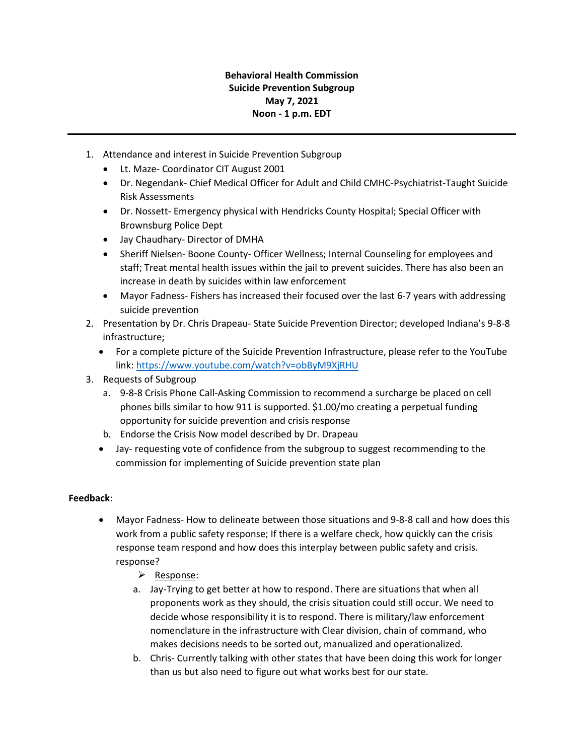**Behavioral Health Commission**
**Suicide Prevention Subgroup**
**May 7, 2021**
**Noon - 1 p.m. EDT**

---

1. Attendance and interest in Suicide Prevention Subgroup
   - Lt. Maze- Coordinator CIT August 2001
   - Dr. Negendank- Chief Medical Officer for Adult and Child CMHC-Psychiatrist-Taught Suicide Risk Assessments
   - Dr. Nossett- Emergency physical with Hendricks County Hospital; Special Officer with Brownsburg Police Dept
   - Jay Chaudhary- Director of DMHA
   - Sheriff Nielsen- Boone County- Officer Wellness; Internal Counseling for employees and staff; Treat mental health issues within the jail to prevent suicides. There has also been an increase in death by suicides within law enforcement
   - Mayor Fadness- Fishers has increased their focused over the last 6-7 years with addressing suicide prevention
2. Presentation by Dr. Chris Drapeau- State Suicide Prevention Director; developed Indiana's 9-8-8 infrastructure;
   - For a complete picture of the Suicide Prevention Infrastructure, please refer to the YouTube link: https://www.youtube.com/watch?v=obByM9XjRHU
3. Requests of Subgroup
   a. 9-8-8 Crisis Phone Call-Asking Commission to recommend a surcharge be placed on cell phones bills similar to how 911 is supported. $1.00/mo creating a perpetual funding opportunity for suicide prevention and crisis response
   b. Endorse the Crisis Now model described by Dr. Drapeau
   - Jay- requesting vote of confidence from the subgroup to suggest recommending to the commission for implementing of Suicide prevention state plan

**Feedback**:

- Mayor Fadness- How to delineate between those situations and 9-8-8 call and how does this work from a public safety response; If there is a welfare check, how quickly can the crisis response team respond and how does this interplay between public safety and crisis. response?
  - Response:
  a. Jay-Trying to get better at how to respond. There are situations that when all proponents work as they should, the crisis situation could still occur. We need to decide whose responsibility it is to respond. There is military/law enforcement nomenclature in the infrastructure with Clear division, chain of command, who makes decisions needs to be sorted out, manualized and operationalized.
  b. Chris- Currently talking with other states that have been doing this work for longer than us but also need to figure out what works best for our state.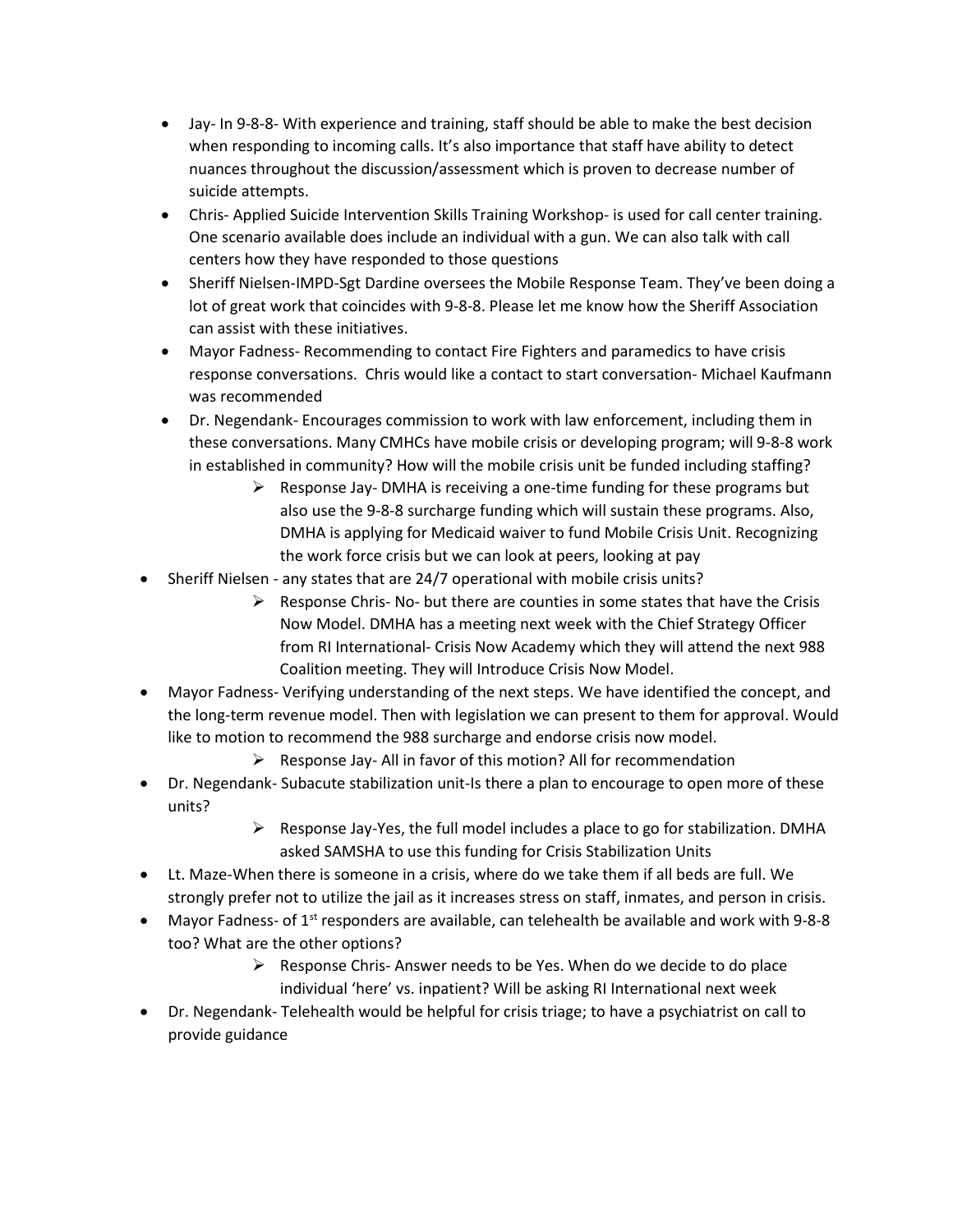- Jay- In 9-8-8- With experience and training, staff should be able to make the best decision when responding to incoming calls. It's also importance that staff have ability to detect nuances throughout the discussion/assessment which is proven to decrease number of suicide attempts.
- Chris- Applied Suicide Intervention Skills Training Workshop- is used for call center training. One scenario available does include an individual with a gun. We can also talk with call centers how they have responded to those questions
- Sheriff Nielsen-IMPD-Sgt Dardine oversees the Mobile Response Team. They've been doing a lot of great work that coincides with 9-8-8. Please let me know how the Sheriff Association can assist with these initiatives.
- Mayor Fadness- Recommending to contact Fire Fighters and paramedics to have crisis response conversations. Chris would like a contact to start conversation- Michael Kaufmann was recommended
- Dr. Negendank- Encourages commission to work with law enforcement, including them in these conversations. Many CMHCs have mobile crisis or developing program; will 9-8-8 work in established in community? How will the mobile crisis unit be funded including staffing?
  - Response Jay- DMHA is receiving a one-time funding for these programs but also use the 9-8-8 surcharge funding which will sustain these programs. Also, DMHA is applying for Medicaid waiver to fund Mobile Crisis Unit. Recognizing the work force crisis but we can look at peers, looking at pay
- Sheriff Nielsen - any states that are 24/7 operational with mobile crisis units?
  - Response Chris- No- but there are counties in some states that have the Crisis Now Model. DMHA has a meeting next week with the Chief Strategy Officer from RI International- Crisis Now Academy which they will attend the next 988 Coalition meeting. They will Introduce Crisis Now Model.
- Mayor Fadness- Verifying understanding of the next steps. We have identified the concept, and the long-term revenue model. Then with legislation we can present to them for approval. Would like to motion to recommend the 988 surcharge and endorse crisis now model.
  - Response Jay- All in favor of this motion? All for recommendation
- Dr. Negendank- Subacute stabilization unit-Is there a plan to encourage to open more of these units?
  - Response Jay-Yes, the full model includes a place to go for stabilization. DMHA asked SAMSHA to use this funding for Crisis Stabilization Units
- Lt. Maze-When there is someone in a crisis, where do we take them if all beds are full. We strongly prefer not to utilize the jail as it increases stress on staff, inmates, and person in crisis.
- Mayor Fadness- of 1st responders are available, can telehealth be available and work with 9-8-8 too? What are the other options?
  - Response Chris- Answer needs to be Yes. When do we decide to do place individual 'here' vs. inpatient? Will be asking RI International next week
- Dr. Negendank- Telehealth would be helpful for crisis triage; to have a psychiatrist on call to provide guidance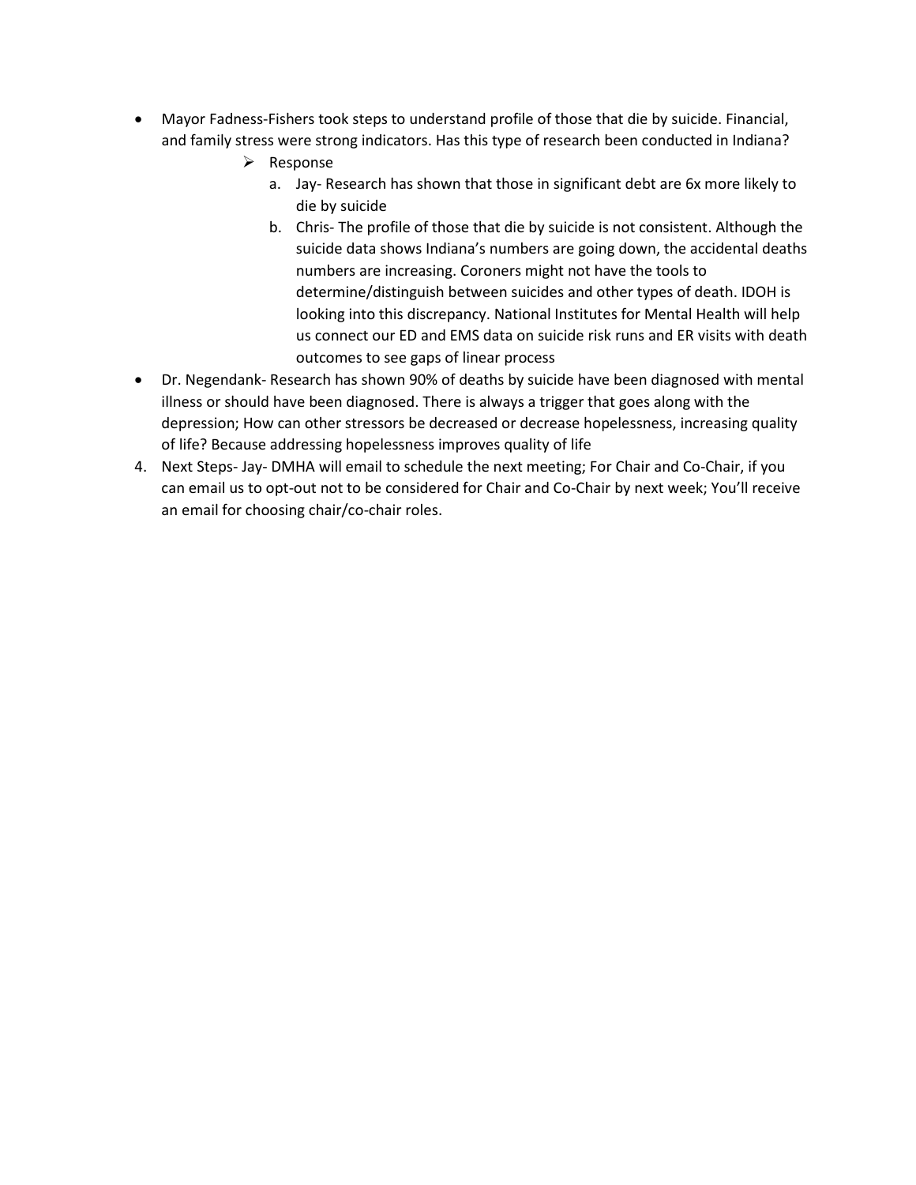- Mayor Fadness-Fishers took steps to understand profile of those that die by suicide. Financial, and family stress were strong indicators. Has this type of research been conducted in Indiana?
  - Response
    a. Jay- Research has shown that those in significant debt are 6x more likely to die by suicide
    b. Chris- The profile of those that die by suicide is not consistent. Although the suicide data shows Indiana's numbers are going down, the accidental deaths numbers are increasing. Coroners might not have the tools to determine/distinguish between suicides and other types of death. IDOH is looking into this discrepancy. National Institutes for Mental Health will help us connect our ED and EMS data on suicide risk runs and ER visits with death outcomes to see gaps of linear process
- Dr. Negendank- Research has shown 90% of deaths by suicide have been diagnosed with mental illness or should have been diagnosed. There is always a trigger that goes along with the depression; How can other stressors be decreased or decrease hopelessness, increasing quality of life? Because addressing hopelessness improves quality of life

4. Next Steps- Jay- DMHA will email to schedule the next meeting; For Chair and Co-Chair, if you can email us to opt-out not to be considered for Chair and Co-Chair by next week; You'll receive an email for choosing chair/co-chair roles.